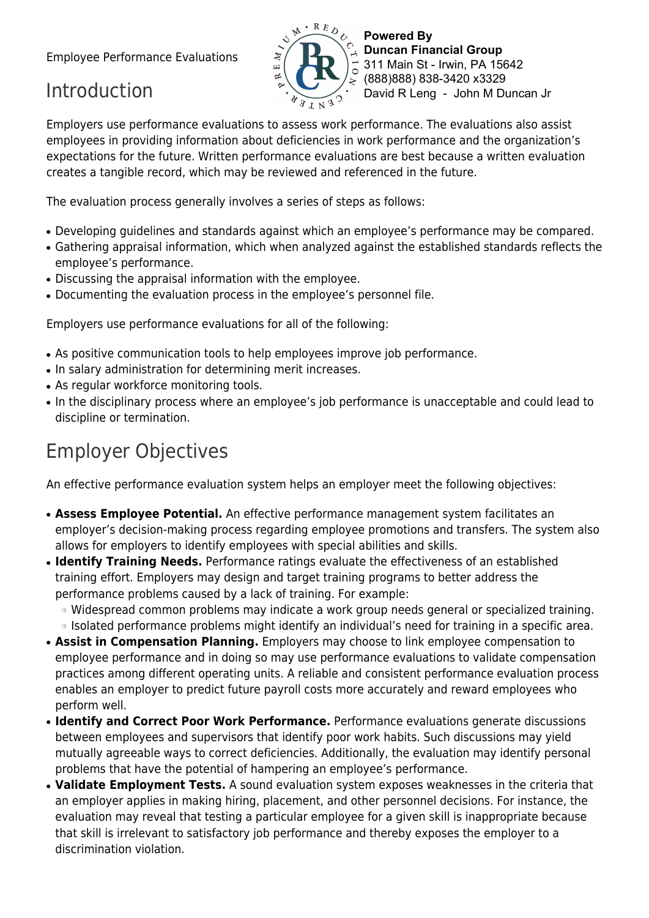Employee Performance Evaluations

**Powered By**
**Duncan Financial Group**
311 Main St - Irwin, PA 15642
(888)888) 838-3420 x3329
David R Leng - John M Duncan Jr

# Introduction

Employers use performance evaluations to assess work performance. The evaluations also assist employees in providing information about deficiencies in work performance and the organization's expectations for the future. Written performance evaluations are best because a written evaluation creates a tangible record, which may be reviewed and referenced in the future.

The evaluation process generally involves a series of steps as follows:

- Developing guidelines and standards against which an employee's performance may be compared.
- Gathering appraisal information, which when analyzed against the established standards reflects the employee's performance.
- Discussing the appraisal information with the employee.
- Documenting the evaluation process in the employee's personnel file.

Employers use performance evaluations for all of the following:

- As positive communication tools to help employees improve job performance.
- In salary administration for determining merit increases.
- As regular workforce monitoring tools.
- In the disciplinary process where an employee's job performance is unacceptable and could lead to discipline or termination.

# Employer Objectives

An effective performance evaluation system helps an employer meet the following objectives:

- **Assess Employee Potential.** An effective performance management system facilitates an employer's decision-making process regarding employee promotions and transfers. The system also allows for employers to identify employees with special abilities and skills.
- **Identify Training Needs.** Performance ratings evaluate the effectiveness of an established training effort. Employers may design and target training programs to better address the performance problems caused by a lack of training. For example:
  - Widespread common problems may indicate a work group needs general or specialized training.
  - Isolated performance problems might identify an individual's need for training in a specific area.
- **Assist in Compensation Planning.** Employers may choose to link employee compensation to employee performance and in doing so may use performance evaluations to validate compensation practices among different operating units. A reliable and consistent performance evaluation process enables an employer to predict future payroll costs more accurately and reward employees who perform well.
- **Identify and Correct Poor Work Performance.** Performance evaluations generate discussions between employees and supervisors that identify poor work habits. Such discussions may yield mutually agreeable ways to correct deficiencies. Additionally, the evaluation may identify personal problems that have the potential of hampering an employee's performance.
- **Validate Employment Tests.** A sound evaluation system exposes weaknesses in the criteria that an employer applies in making hiring, placement, and other personnel decisions. For instance, the evaluation may reveal that testing a particular employee for a given skill is inappropriate because that skill is irrelevant to satisfactory job performance and thereby exposes the employer to a discrimination violation.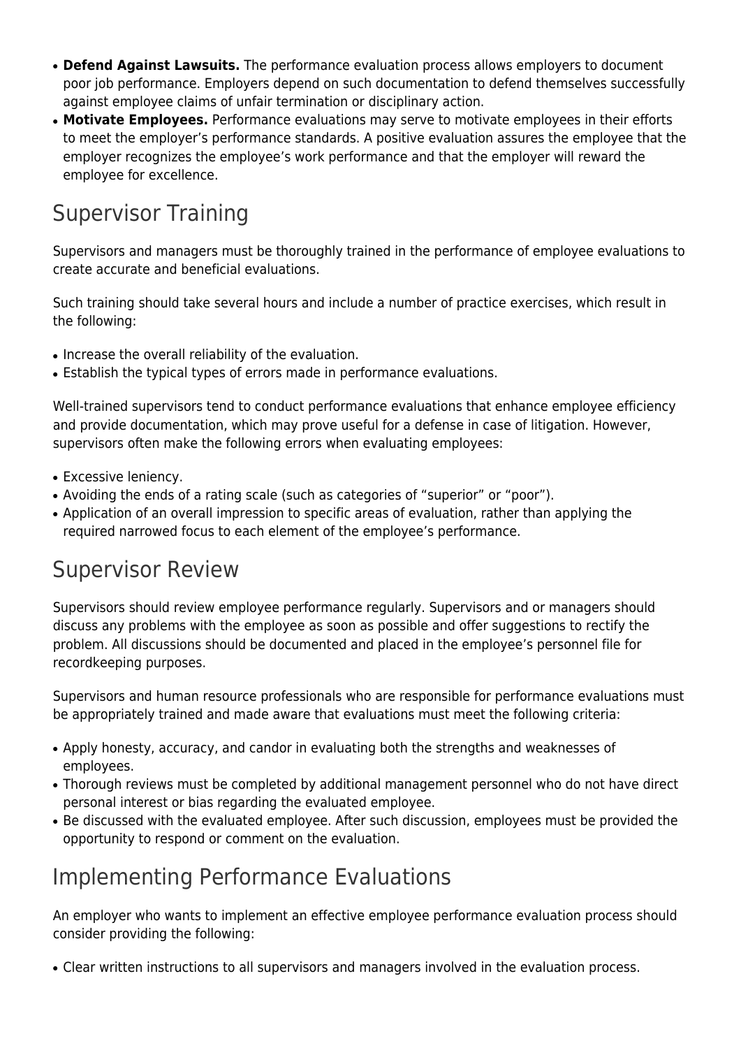- **Defend Against Lawsuits.** The performance evaluation process allows employers to document poor job performance. Employers depend on such documentation to defend themselves successfully against employee claims of unfair termination or disciplinary action.
- **Motivate Employees.** Performance evaluations may serve to motivate employees in their efforts to meet the employer's performance standards. A positive evaluation assures the employee that the employer recognizes the employee's work performance and that the employer will reward the employee for excellence.

## Supervisor Training

Supervisors and managers must be thoroughly trained in the performance of employee evaluations to create accurate and beneficial evaluations.

Such training should take several hours and include a number of practice exercises, which result in the following:

- Increase the overall reliability of the evaluation.
- Establish the typical types of errors made in performance evaluations.

Well-trained supervisors tend to conduct performance evaluations that enhance employee efficiency and provide documentation, which may prove useful for a defense in case of litigation. However, supervisors often make the following errors when evaluating employees:

- Excessive leniency.
- Avoiding the ends of a rating scale (such as categories of "superior" or "poor").
- Application of an overall impression to specific areas of evaluation, rather than applying the required narrowed focus to each element of the employee's performance.

## Supervisor Review

Supervisors should review employee performance regularly. Supervisors and or managers should discuss any problems with the employee as soon as possible and offer suggestions to rectify the problem. All discussions should be documented and placed in the employee's personnel file for recordkeeping purposes.

Supervisors and human resource professionals who are responsible for performance evaluations must be appropriately trained and made aware that evaluations must meet the following criteria:

- Apply honesty, accuracy, and candor in evaluating both the strengths and weaknesses of employees.
- Thorough reviews must be completed by additional management personnel who do not have direct personal interest or bias regarding the evaluated employee.
- Be discussed with the evaluated employee. After such discussion, employees must be provided the opportunity to respond or comment on the evaluation.

## Implementing Performance Evaluations

An employer who wants to implement an effective employee performance evaluation process should consider providing the following:

- Clear written instructions to all supervisors and managers involved in the evaluation process.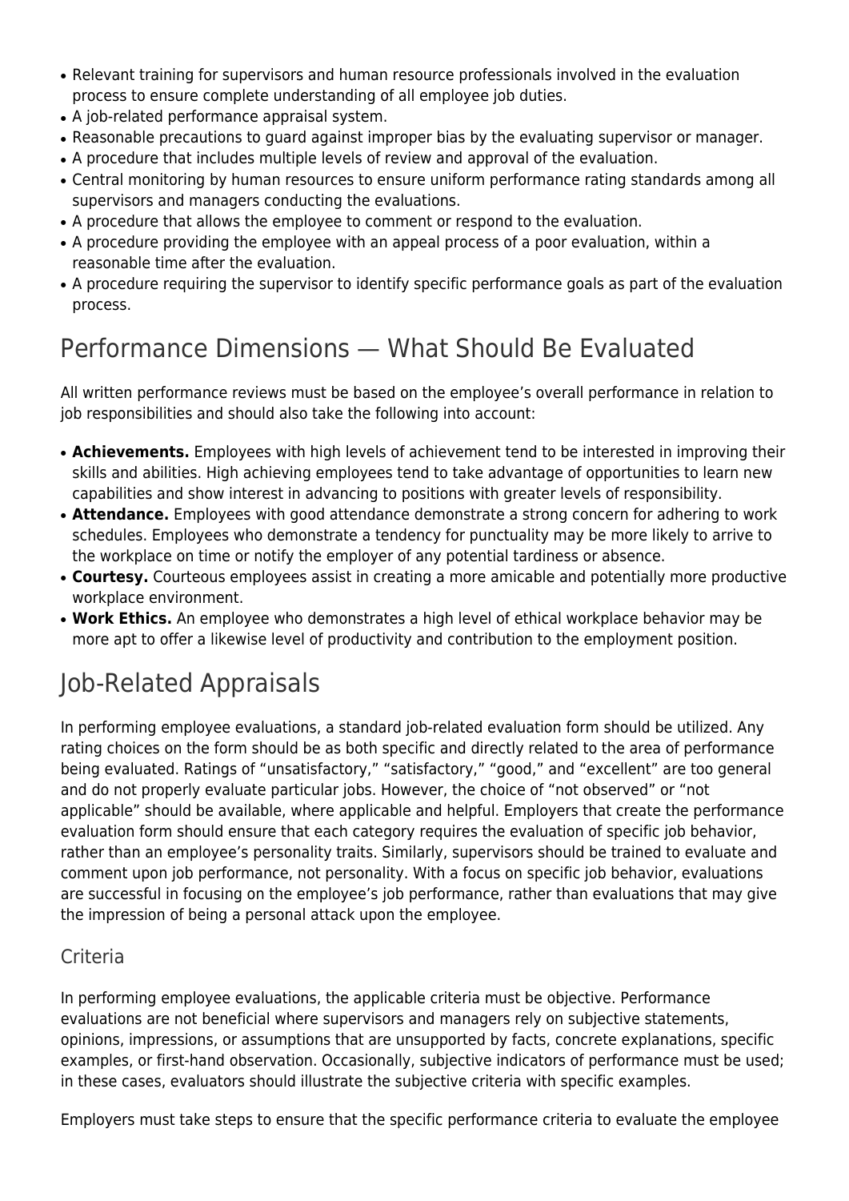- Relevant training for supervisors and human resource professionals involved in the evaluation process to ensure complete understanding of all employee job duties.
- A job-related performance appraisal system.
- Reasonable precautions to guard against improper bias by the evaluating supervisor or manager.
- A procedure that includes multiple levels of review and approval of the evaluation.
- Central monitoring by human resources to ensure uniform performance rating standards among all supervisors and managers conducting the evaluations.
- A procedure that allows the employee to comment or respond to the evaluation.
- A procedure providing the employee with an appeal process of a poor evaluation, within a reasonable time after the evaluation.
- A procedure requiring the supervisor to identify specific performance goals as part of the evaluation process.

## Performance Dimensions — What Should Be Evaluated

All written performance reviews must be based on the employee's overall performance in relation to job responsibilities and should also take the following into account:

- **Achievements.** Employees with high levels of achievement tend to be interested in improving their skills and abilities. High achieving employees tend to take advantage of opportunities to learn new capabilities and show interest in advancing to positions with greater levels of responsibility.
- **Attendance.** Employees with good attendance demonstrate a strong concern for adhering to work schedules. Employees who demonstrate a tendency for punctuality may be more likely to arrive to the workplace on time or notify the employer of any potential tardiness or absence.
- **Courtesy.** Courteous employees assist in creating a more amicable and potentially more productive workplace environment.
- **Work Ethics.** An employee who demonstrates a high level of ethical workplace behavior may be more apt to offer a likewise level of productivity and contribution to the employment position.

## Job-Related Appraisals

In performing employee evaluations, a standard job-related evaluation form should be utilized. Any rating choices on the form should be as both specific and directly related to the area of performance being evaluated. Ratings of "unsatisfactory," "satisfactory," "good," and "excellent" are too general and do not properly evaluate particular jobs. However, the choice of "not observed" or "not applicable" should be available, where applicable and helpful. Employers that create the performance evaluation form should ensure that each category requires the evaluation of specific job behavior, rather than an employee's personality traits. Similarly, supervisors should be trained to evaluate and comment upon job performance, not personality. With a focus on specific job behavior, evaluations are successful in focusing on the employee's job performance, rather than evaluations that may give the impression of being a personal attack upon the employee.

### Criteria

In performing employee evaluations, the applicable criteria must be objective. Performance evaluations are not beneficial where supervisors and managers rely on subjective statements, opinions, impressions, or assumptions that are unsupported by facts, concrete explanations, specific examples, or first-hand observation. Occasionally, subjective indicators of performance must be used; in these cases, evaluators should illustrate the subjective criteria with specific examples.

Employers must take steps to ensure that the specific performance criteria to evaluate the employee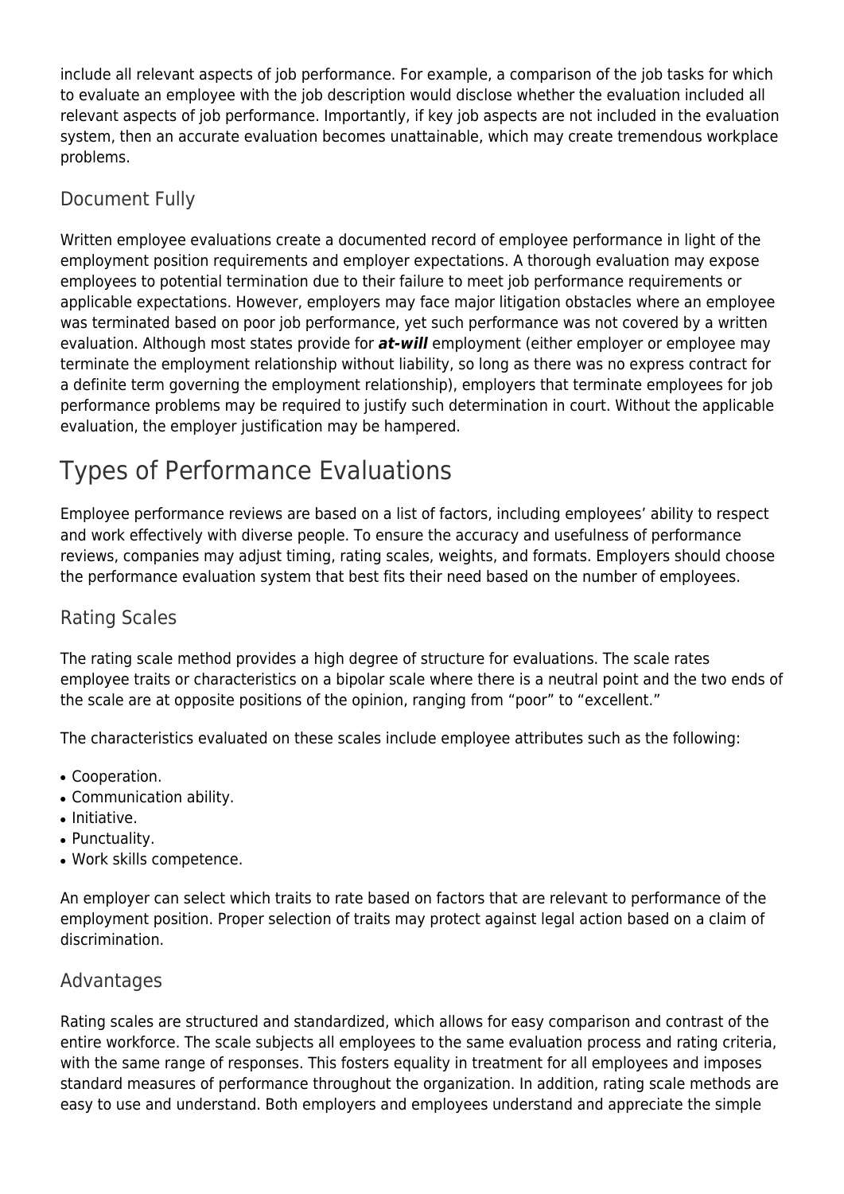include all relevant aspects of job performance. For example, a comparison of the job tasks for which to evaluate an employee with the job description would disclose whether the evaluation included all relevant aspects of job performance. Importantly, if key job aspects are not included in the evaluation system, then an accurate evaluation becomes unattainable, which may create tremendous workplace problems.

### Document Fully

Written employee evaluations create a documented record of employee performance in light of the employment position requirements and employer expectations. A thorough evaluation may expose employees to potential termination due to their failure to meet job performance requirements or applicable expectations. However, employers may face major litigation obstacles where an employee was terminated based on poor job performance, yet such performance was not covered by a written evaluation. Although most states provide for ***at-will*** employment (either employer or employee may terminate the employment relationship without liability, so long as there was no express contract for a definite term governing the employment relationship), employers that terminate employees for job performance problems may be required to justify such determination in court. Without the applicable evaluation, the employer justification may be hampered.

## Types of Performance Evaluations

Employee performance reviews are based on a list of factors, including employees' ability to respect and work effectively with diverse people. To ensure the accuracy and usefulness of performance reviews, companies may adjust timing, rating scales, weights, and formats. Employers should choose the performance evaluation system that best fits their need based on the number of employees.

### Rating Scales

The rating scale method provides a high degree of structure for evaluations. The scale rates employee traits or characteristics on a bipolar scale where there is a neutral point and the two ends of the scale are at opposite positions of the opinion, ranging from "poor" to "excellent."

The characteristics evaluated on these scales include employee attributes such as the following:

- Cooperation.
- Communication ability.
- Initiative.
- Punctuality.
- Work skills competence.

An employer can select which traits to rate based on factors that are relevant to performance of the employment position. Proper selection of traits may protect against legal action based on a claim of discrimination.

### Advantages

Rating scales are structured and standardized, which allows for easy comparison and contrast of the entire workforce. The scale subjects all employees to the same evaluation process and rating criteria, with the same range of responses. This fosters equality in treatment for all employees and imposes standard measures of performance throughout the organization. In addition, rating scale methods are easy to use and understand. Both employers and employees understand and appreciate the simple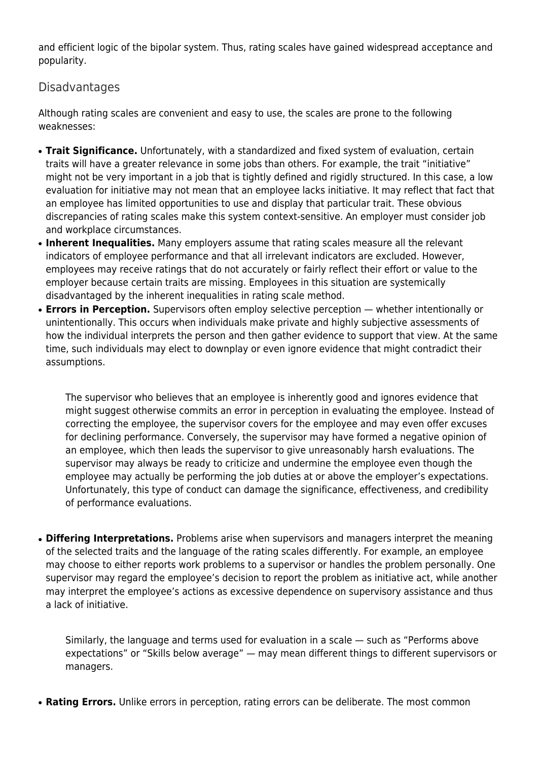and efficient logic of the bipolar system. Thus, rating scales have gained widespread acceptance and popularity.

## Disadvantages

Although rating scales are convenient and easy to use, the scales are prone to the following weaknesses:

- **Trait Significance.** Unfortunately, with a standardized and fixed system of evaluation, certain traits will have a greater relevance in some jobs than others. For example, the trait "initiative" might not be very important in a job that is tightly defined and rigidly structured. In this case, a low evaluation for initiative may not mean that an employee lacks initiative. It may reflect that fact that an employee has limited opportunities to use and display that particular trait. These obvious discrepancies of rating scales make this system context-sensitive. An employer must consider job and workplace circumstances.
- **Inherent Inequalities.** Many employers assume that rating scales measure all the relevant indicators of employee performance and that all irrelevant indicators are excluded. However, employees may receive ratings that do not accurately or fairly reflect their effort or value to the employer because certain traits are missing. Employees in this situation are systemically disadvantaged by the inherent inequalities in rating scale method.
- **Errors in Perception.** Supervisors often employ selective perception — whether intentionally or unintentionally. This occurs when individuals make private and highly subjective assessments of how the individual interprets the person and then gather evidence to support that view. At the same time, such individuals may elect to downplay or even ignore evidence that might contradict their assumptions.

  The supervisor who believes that an employee is inherently good and ignores evidence that might suggest otherwise commits an error in perception in evaluating the employee. Instead of correcting the employee, the supervisor covers for the employee and may even offer excuses for declining performance. Conversely, the supervisor may have formed a negative opinion of an employee, which then leads the supervisor to give unreasonably harsh evaluations. The supervisor may always be ready to criticize and undermine the employee even though the employee may actually be performing the job duties at or above the employer's expectations. Unfortunately, this type of conduct can damage the significance, effectiveness, and credibility of performance evaluations.

- **Differing Interpretations.** Problems arise when supervisors and managers interpret the meaning of the selected traits and the language of the rating scales differently. For example, an employee may choose to either reports work problems to a supervisor or handles the problem personally. One supervisor may regard the employee's decision to report the problem as initiative act, while another may interpret the employee's actions as excessive dependence on supervisory assistance and thus a lack of initiative.

  Similarly, the language and terms used for evaluation in a scale — such as "Performs above expectations" or "Skills below average" — may mean different things to different supervisors or managers.

- **Rating Errors.** Unlike errors in perception, rating errors can be deliberate. The most common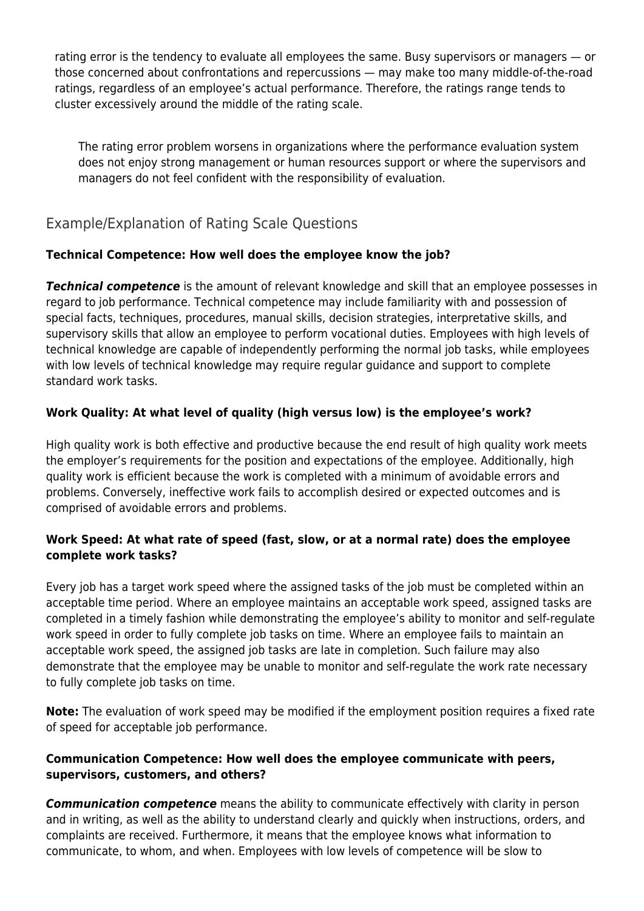rating error is the tendency to evaluate all employees the same. Busy supervisors or managers — or those concerned about confrontations and repercussions — may make too many middle-of-the-road ratings, regardless of an employee's actual performance. Therefore, the ratings range tends to cluster excessively around the middle of the rating scale.

> The rating error problem worsens in organizations where the performance evaluation system does not enjoy strong management or human resources support or where the supervisors and managers do not feel confident with the responsibility of evaluation.

## Example/Explanation of Rating Scale Questions

**Technical Competence: How well does the employee know the job?**

***Technical competence*** is the amount of relevant knowledge and skill that an employee possesses in regard to job performance. Technical competence may include familiarity with and possession of special facts, techniques, procedures, manual skills, decision strategies, interpretative skills, and supervisory skills that allow an employee to perform vocational duties. Employees with high levels of technical knowledge are capable of independently performing the normal job tasks, while employees with low levels of technical knowledge may require regular guidance and support to complete standard work tasks.

**Work Quality: At what level of quality (high versus low) is the employee's work?**

High quality work is both effective and productive because the end result of high quality work meets the employer's requirements for the position and expectations of the employee. Additionally, high quality work is efficient because the work is completed with a minimum of avoidable errors and problems. Conversely, ineffective work fails to accomplish desired or expected outcomes and is comprised of avoidable errors and problems.

**Work Speed: At what rate of speed (fast, slow, or at a normal rate) does the employee complete work tasks?**

Every job has a target work speed where the assigned tasks of the job must be completed within an acceptable time period. Where an employee maintains an acceptable work speed, assigned tasks are completed in a timely fashion while demonstrating the employee's ability to monitor and self-regulate work speed in order to fully complete job tasks on time. Where an employee fails to maintain an acceptable work speed, the assigned job tasks are late in completion. Such failure may also demonstrate that the employee may be unable to monitor and self-regulate the work rate necessary to fully complete job tasks on time.

**Note:** The evaluation of work speed may be modified if the employment position requires a fixed rate of speed for acceptable job performance.

**Communication Competence: How well does the employee communicate with peers, supervisors, customers, and others?**

***Communication competence*** means the ability to communicate effectively with clarity in person and in writing, as well as the ability to understand clearly and quickly when instructions, orders, and complaints are received. Furthermore, it means that the employee knows what information to communicate, to whom, and when. Employees with low levels of competence will be slow to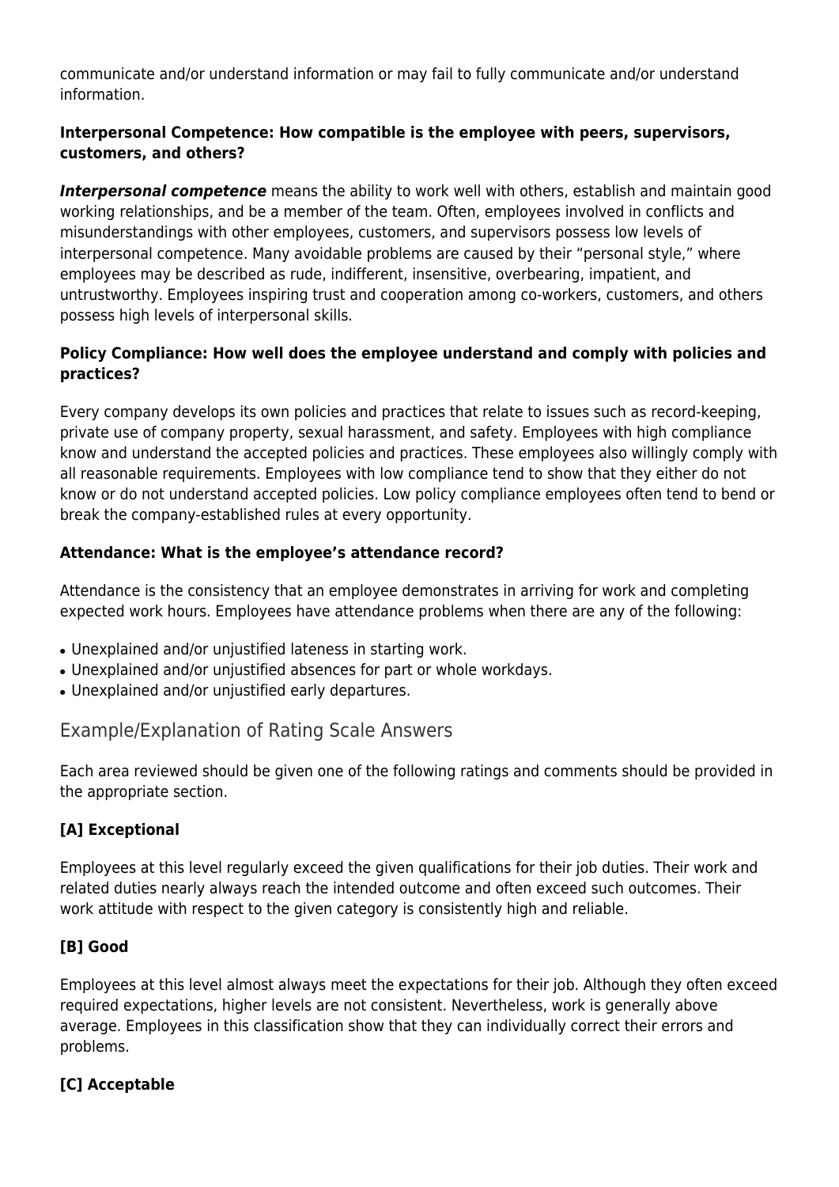communicate and/or understand information or may fail to fully communicate and/or understand information.

**Interpersonal Competence: How compatible is the employee with peers, supervisors, customers, and others?**

***Interpersonal competence*** means the ability to work well with others, establish and maintain good working relationships, and be a member of the team. Often, employees involved in conflicts and misunderstandings with other employees, customers, and supervisors possess low levels of interpersonal competence. Many avoidable problems are caused by their "personal style," where employees may be described as rude, indifferent, insensitive, overbearing, impatient, and untrustworthy. Employees inspiring trust and cooperation among co-workers, customers, and others possess high levels of interpersonal skills.

**Policy Compliance: How well does the employee understand and comply with policies and practices?**

Every company develops its own policies and practices that relate to issues such as record-keeping, private use of company property, sexual harassment, and safety. Employees with high compliance know and understand the accepted policies and practices. These employees also willingly comply with all reasonable requirements. Employees with low compliance tend to show that they either do not know or do not understand accepted policies. Low policy compliance employees often tend to bend or break the company-established rules at every opportunity.

**Attendance: What is the employee's attendance record?**

Attendance is the consistency that an employee demonstrates in arriving for work and completing expected work hours. Employees have attendance problems when there are any of the following:

- Unexplained and/or unjustified lateness in starting work.
- Unexplained and/or unjustified absences for part or whole workdays.
- Unexplained and/or unjustified early departures.

## Example/Explanation of Rating Scale Answers

Each area reviewed should be given one of the following ratings and comments should be provided in the appropriate section.

### [A] Exceptional

Employees at this level regularly exceed the given qualifications for their job duties. Their work and related duties nearly always reach the intended outcome and often exceed such outcomes. Their work attitude with respect to the given category is consistently high and reliable.

### [B] Good

Employees at this level almost always meet the expectations for their job. Although they often exceed required expectations, higher levels are not consistent. Nevertheless, work is generally above average. Employees in this classification show that they can individually correct their errors and problems.

### [C] Acceptable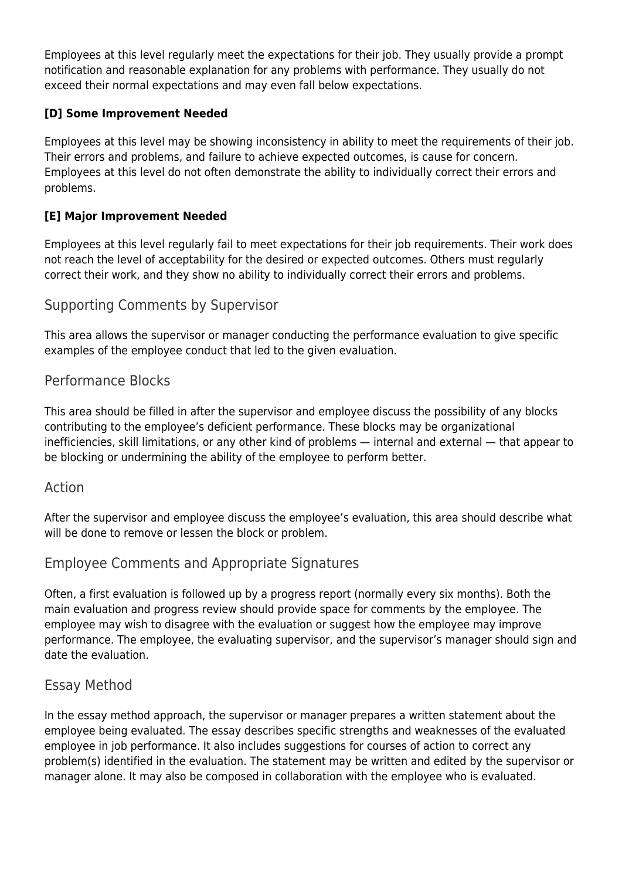Employees at this level regularly meet the expectations for their job. They usually provide a prompt notification and reasonable explanation for any problems with performance. They usually do not exceed their normal expectations and may even fall below expectations.

**[D] Some Improvement Needed**

Employees at this level may be showing inconsistency in ability to meet the requirements of their job. Their errors and problems, and failure to achieve expected outcomes, is cause for concern. Employees at this level do not often demonstrate the ability to individually correct their errors and problems.

**[E] Major Improvement Needed**

Employees at this level regularly fail to meet expectations for their job requirements. Their work does not reach the level of acceptability for the desired or expected outcomes. Others must regularly correct their work, and they show no ability to individually correct their errors and problems.

## Supporting Comments by Supervisor

This area allows the supervisor or manager conducting the performance evaluation to give specific examples of the employee conduct that led to the given evaluation.

## Performance Blocks

This area should be filled in after the supervisor and employee discuss the possibility of any blocks contributing to the employee's deficient performance. These blocks may be organizational inefficiencies, skill limitations, or any other kind of problems — internal and external — that appear to be blocking or undermining the ability of the employee to perform better.

## Action

After the supervisor and employee discuss the employee's evaluation, this area should describe what will be done to remove or lessen the block or problem.

## Employee Comments and Appropriate Signatures

Often, a first evaluation is followed up by a progress report (normally every six months). Both the main evaluation and progress review should provide space for comments by the employee. The employee may wish to disagree with the evaluation or suggest how the employee may improve performance. The employee, the evaluating supervisor, and the supervisor's manager should sign and date the evaluation.

## Essay Method

In the essay method approach, the supervisor or manager prepares a written statement about the employee being evaluated. The essay describes specific strengths and weaknesses of the evaluated employee in job performance. It also includes suggestions for courses of action to correct any problem(s) identified in the evaluation. The statement may be written and edited by the supervisor or manager alone. It may also be composed in collaboration with the employee who is evaluated.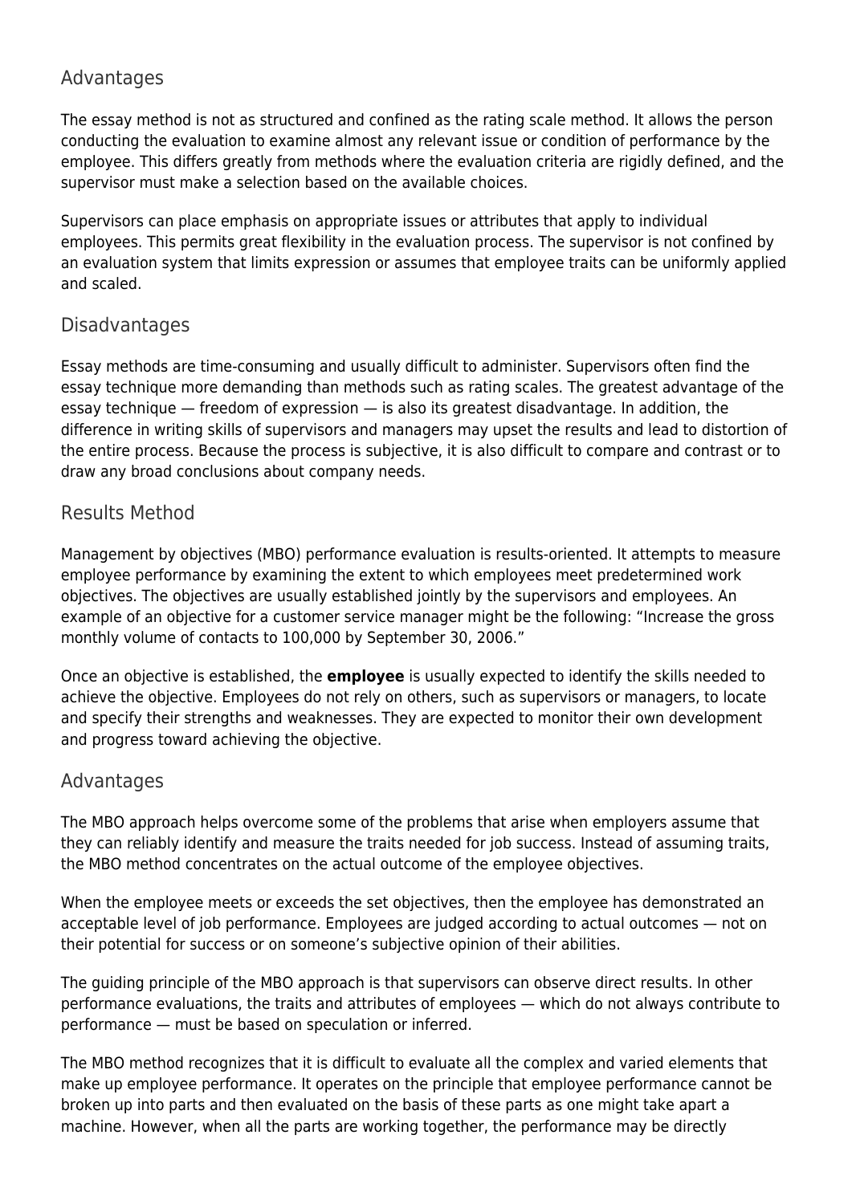### Advantages

The essay method is not as structured and confined as the rating scale method. It allows the person conducting the evaluation to examine almost any relevant issue or condition of performance by the employee. This differs greatly from methods where the evaluation criteria are rigidly defined, and the supervisor must make a selection based on the available choices.

Supervisors can place emphasis on appropriate issues or attributes that apply to individual employees. This permits great flexibility in the evaluation process. The supervisor is not confined by an evaluation system that limits expression or assumes that employee traits can be uniformly applied and scaled.

### Disadvantages

Essay methods are time-consuming and usually difficult to administer. Supervisors often find the essay technique more demanding than methods such as rating scales. The greatest advantage of the essay technique — freedom of expression — is also its greatest disadvantage. In addition, the difference in writing skills of supervisors and managers may upset the results and lead to distortion of the entire process. Because the process is subjective, it is also difficult to compare and contrast or to draw any broad conclusions about company needs.

### Results Method

Management by objectives (MBO) performance evaluation is results-oriented. It attempts to measure employee performance by examining the extent to which employees meet predetermined work objectives. The objectives are usually established jointly by the supervisors and employees. An example of an objective for a customer service manager might be the following: "Increase the gross monthly volume of contacts to 100,000 by September 30, 2006."

Once an objective is established, the **employee** is usually expected to identify the skills needed to achieve the objective. Employees do not rely on others, such as supervisors or managers, to locate and specify their strengths and weaknesses. They are expected to monitor their own development and progress toward achieving the objective.

### Advantages

The MBO approach helps overcome some of the problems that arise when employers assume that they can reliably identify and measure the traits needed for job success. Instead of assuming traits, the MBO method concentrates on the actual outcome of the employee objectives.

When the employee meets or exceeds the set objectives, then the employee has demonstrated an acceptable level of job performance. Employees are judged according to actual outcomes — not on their potential for success or on someone's subjective opinion of their abilities.

The guiding principle of the MBO approach is that supervisors can observe direct results. In other performance evaluations, the traits and attributes of employees — which do not always contribute to performance — must be based on speculation or inferred.

The MBO method recognizes that it is difficult to evaluate all the complex and varied elements that make up employee performance. It operates on the principle that employee performance cannot be broken up into parts and then evaluated on the basis of these parts as one might take apart a machine. However, when all the parts are working together, the performance may be directly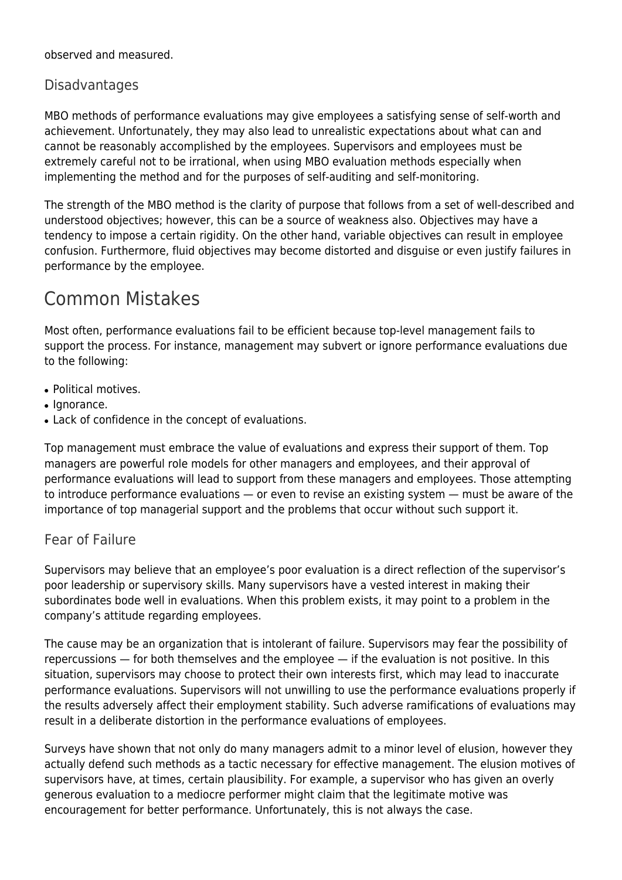observed and measured.

### Disadvantages

MBO methods of performance evaluations may give employees a satisfying sense of self-worth and achievement. Unfortunately, they may also lead to unrealistic expectations about what can and cannot be reasonably accomplished by the employees. Supervisors and employees must be extremely careful not to be irrational, when using MBO evaluation methods especially when implementing the method and for the purposes of self-auditing and self-monitoring.

The strength of the MBO method is the clarity of purpose that follows from a set of well-described and understood objectives; however, this can be a source of weakness also. Objectives may have a tendency to impose a certain rigidity. On the other hand, variable objectives can result in employee confusion. Furthermore, fluid objectives may become distorted and disguise or even justify failures in performance by the employee.

## Common Mistakes

Most often, performance evaluations fail to be efficient because top-level management fails to support the process. For instance, management may subvert or ignore performance evaluations due to the following:

- Political motives.
- Ignorance.
- Lack of confidence in the concept of evaluations.

Top management must embrace the value of evaluations and express their support of them. Top managers are powerful role models for other managers and employees, and their approval of performance evaluations will lead to support from these managers and employees. Those attempting to introduce performance evaluations — or even to revise an existing system — must be aware of the importance of top managerial support and the problems that occur without such support it.

### Fear of Failure

Supervisors may believe that an employee's poor evaluation is a direct reflection of the supervisor's poor leadership or supervisory skills. Many supervisors have a vested interest in making their subordinates bode well in evaluations. When this problem exists, it may point to a problem in the company's attitude regarding employees.

The cause may be an organization that is intolerant of failure. Supervisors may fear the possibility of repercussions — for both themselves and the employee — if the evaluation is not positive. In this situation, supervisors may choose to protect their own interests first, which may lead to inaccurate performance evaluations. Supervisors will not unwilling to use the performance evaluations properly if the results adversely affect their employment stability. Such adverse ramifications of evaluations may result in a deliberate distortion in the performance evaluations of employees.

Surveys have shown that not only do many managers admit to a minor level of elusion, however they actually defend such methods as a tactic necessary for effective management. The elusion motives of supervisors have, at times, certain plausibility. For example, a supervisor who has given an overly generous evaluation to a mediocre performer might claim that the legitimate motive was encouragement for better performance. Unfortunately, this is not always the case.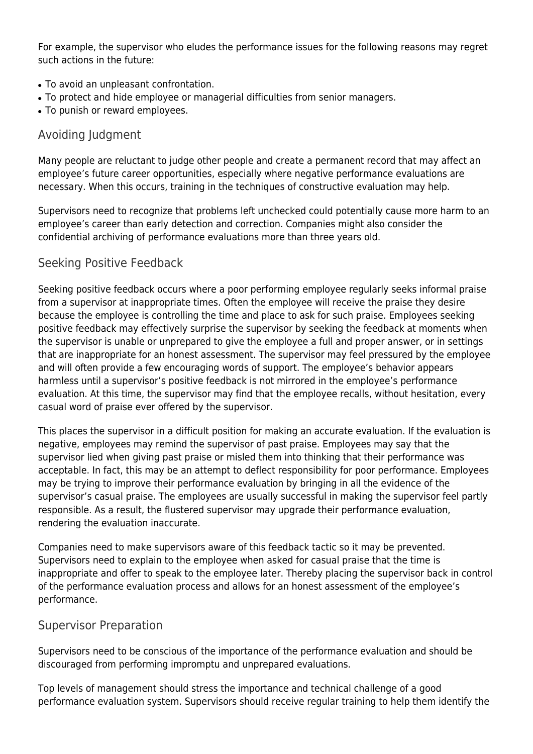For example, the supervisor who eludes the performance issues for the following reasons may regret such actions in the future:

- To avoid an unpleasant confrontation.
- To protect and hide employee or managerial difficulties from senior managers.
- To punish or reward employees.

## Avoiding Judgment

Many people are reluctant to judge other people and create a permanent record that may affect an employee's future career opportunities, especially where negative performance evaluations are necessary. When this occurs, training in the techniques of constructive evaluation may help.

Supervisors need to recognize that problems left unchecked could potentially cause more harm to an employee's career than early detection and correction. Companies might also consider the confidential archiving of performance evaluations more than three years old.

## Seeking Positive Feedback

Seeking positive feedback occurs where a poor performing employee regularly seeks informal praise from a supervisor at inappropriate times. Often the employee will receive the praise they desire because the employee is controlling the time and place to ask for such praise. Employees seeking positive feedback may effectively surprise the supervisor by seeking the feedback at moments when the supervisor is unable or unprepared to give the employee a full and proper answer, or in settings that are inappropriate for an honest assessment. The supervisor may feel pressured by the employee and will often provide a few encouraging words of support. The employee's behavior appears harmless until a supervisor's positive feedback is not mirrored in the employee's performance evaluation. At this time, the supervisor may find that the employee recalls, without hesitation, every casual word of praise ever offered by the supervisor.

This places the supervisor in a difficult position for making an accurate evaluation. If the evaluation is negative, employees may remind the supervisor of past praise. Employees may say that the supervisor lied when giving past praise or misled them into thinking that their performance was acceptable. In fact, this may be an attempt to deflect responsibility for poor performance. Employees may be trying to improve their performance evaluation by bringing in all the evidence of the supervisor's casual praise. The employees are usually successful in making the supervisor feel partly responsible. As a result, the flustered supervisor may upgrade their performance evaluation, rendering the evaluation inaccurate.

Companies need to make supervisors aware of this feedback tactic so it may be prevented. Supervisors need to explain to the employee when asked for casual praise that the time is inappropriate and offer to speak to the employee later. Thereby placing the supervisor back in control of the performance evaluation process and allows for an honest assessment of the employee's performance.

## Supervisor Preparation

Supervisors need to be conscious of the importance of the performance evaluation and should be discouraged from performing impromptu and unprepared evaluations.

Top levels of management should stress the importance and technical challenge of a good performance evaluation system. Supervisors should receive regular training to help them identify the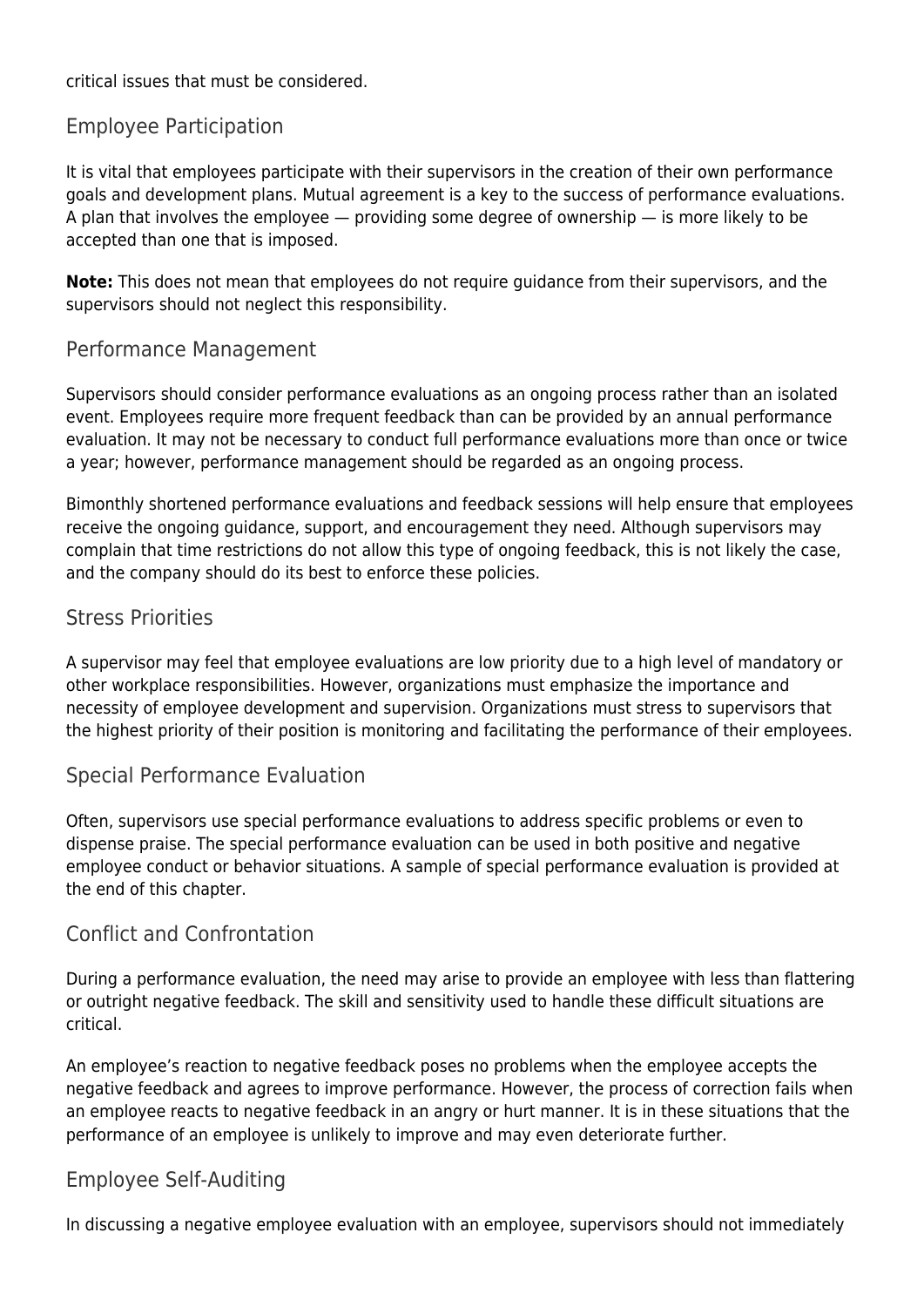critical issues that must be considered.

## Employee Participation

It is vital that employees participate with their supervisors in the creation of their own performance goals and development plans. Mutual agreement is a key to the success of performance evaluations. A plan that involves the employee — providing some degree of ownership — is more likely to be accepted than one that is imposed.

**Note:** This does not mean that employees do not require guidance from their supervisors, and the supervisors should not neglect this responsibility.

## Performance Management

Supervisors should consider performance evaluations as an ongoing process rather than an isolated event. Employees require more frequent feedback than can be provided by an annual performance evaluation. It may not be necessary to conduct full performance evaluations more than once or twice a year; however, performance management should be regarded as an ongoing process.

Bimonthly shortened performance evaluations and feedback sessions will help ensure that employees receive the ongoing guidance, support, and encouragement they need. Although supervisors may complain that time restrictions do not allow this type of ongoing feedback, this is not likely the case, and the company should do its best to enforce these policies.

## Stress Priorities

A supervisor may feel that employee evaluations are low priority due to a high level of mandatory or other workplace responsibilities. However, organizations must emphasize the importance and necessity of employee development and supervision. Organizations must stress to supervisors that the highest priority of their position is monitoring and facilitating the performance of their employees.

## Special Performance Evaluation

Often, supervisors use special performance evaluations to address specific problems or even to dispense praise. The special performance evaluation can be used in both positive and negative employee conduct or behavior situations. A sample of special performance evaluation is provided at the end of this chapter.

## Conflict and Confrontation

During a performance evaluation, the need may arise to provide an employee with less than flattering or outright negative feedback. The skill and sensitivity used to handle these difficult situations are critical.

An employee's reaction to negative feedback poses no problems when the employee accepts the negative feedback and agrees to improve performance. However, the process of correction fails when an employee reacts to negative feedback in an angry or hurt manner. It is in these situations that the performance of an employee is unlikely to improve and may even deteriorate further.

## Employee Self-Auditing

In discussing a negative employee evaluation with an employee, supervisors should not immediately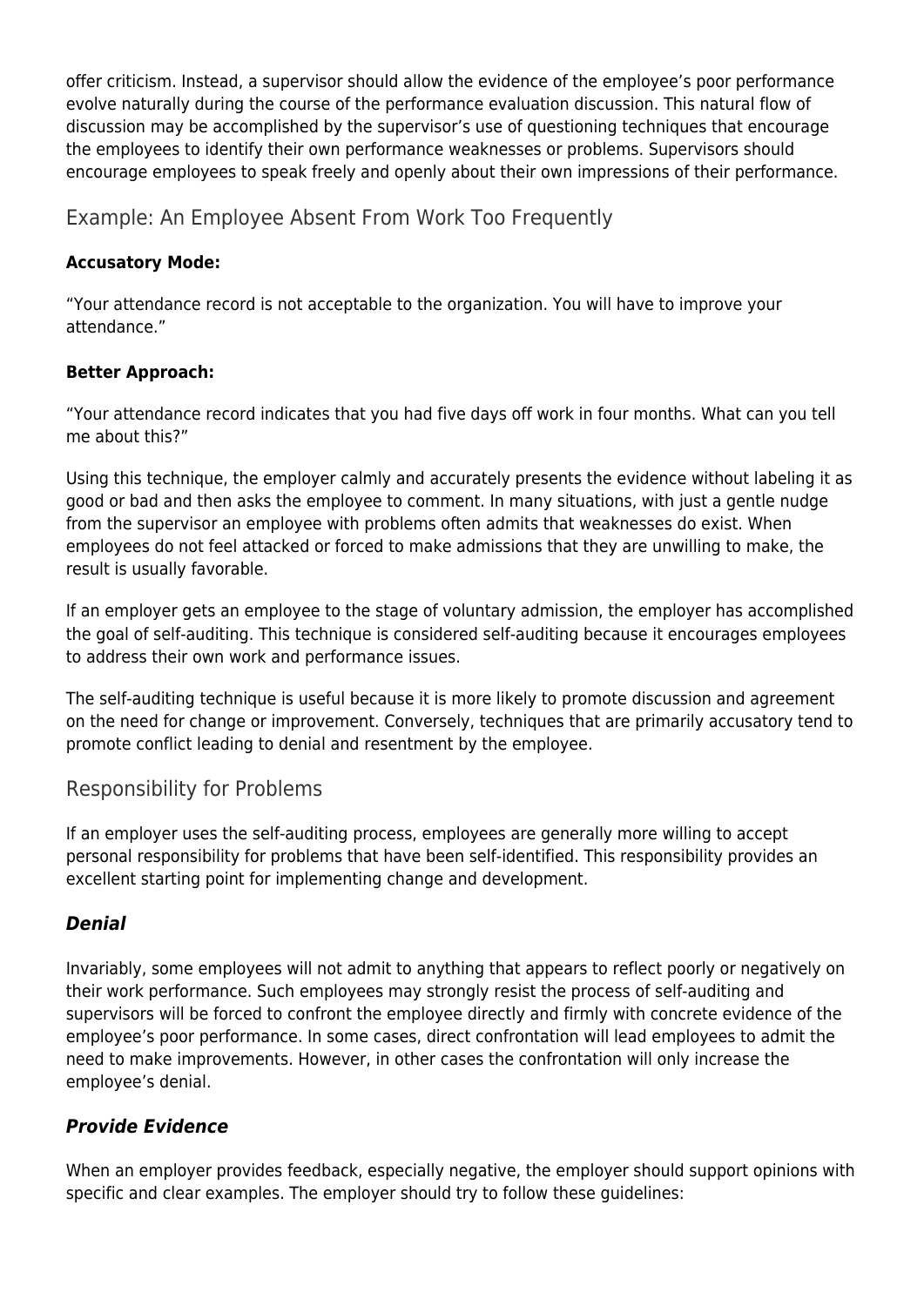offer criticism. Instead, a supervisor should allow the evidence of the employee's poor performance evolve naturally during the course of the performance evaluation discussion. This natural flow of discussion may be accomplished by the supervisor's use of questioning techniques that encourage the employees to identify their own performance weaknesses or problems. Supervisors should encourage employees to speak freely and openly about their own impressions of their performance.

## Example: An Employee Absent From Work Too Frequently

**Accusatory Mode:**

"Your attendance record is not acceptable to the organization. You will have to improve your attendance."

**Better Approach:**

"Your attendance record indicates that you had five days off work in four months. What can you tell me about this?"

Using this technique, the employer calmly and accurately presents the evidence without labeling it as good or bad and then asks the employee to comment. In many situations, with just a gentle nudge from the supervisor an employee with problems often admits that weaknesses do exist. When employees do not feel attacked or forced to make admissions that they are unwilling to make, the result is usually favorable.

If an employer gets an employee to the stage of voluntary admission, the employer has accomplished the goal of self-auditing. This technique is considered self-auditing because it encourages employees to address their own work and performance issues.

The self-auditing technique is useful because it is more likely to promote discussion and agreement on the need for change or improvement. Conversely, techniques that are primarily accusatory tend to promote conflict leading to denial and resentment by the employee.

## Responsibility for Problems

If an employer uses the self-auditing process, employees are generally more willing to accept personal responsibility for problems that have been self-identified. This responsibility provides an excellent starting point for implementing change and development.

### *Denial*

Invariably, some employees will not admit to anything that appears to reflect poorly or negatively on their work performance. Such employees may strongly resist the process of self-auditing and supervisors will be forced to confront the employee directly and firmly with concrete evidence of the employee's poor performance. In some cases, direct confrontation will lead employees to admit the need to make improvements. However, in other cases the confrontation will only increase the employee's denial.

### *Provide Evidence*

When an employer provides feedback, especially negative, the employer should support opinions with specific and clear examples. The employer should try to follow these guidelines: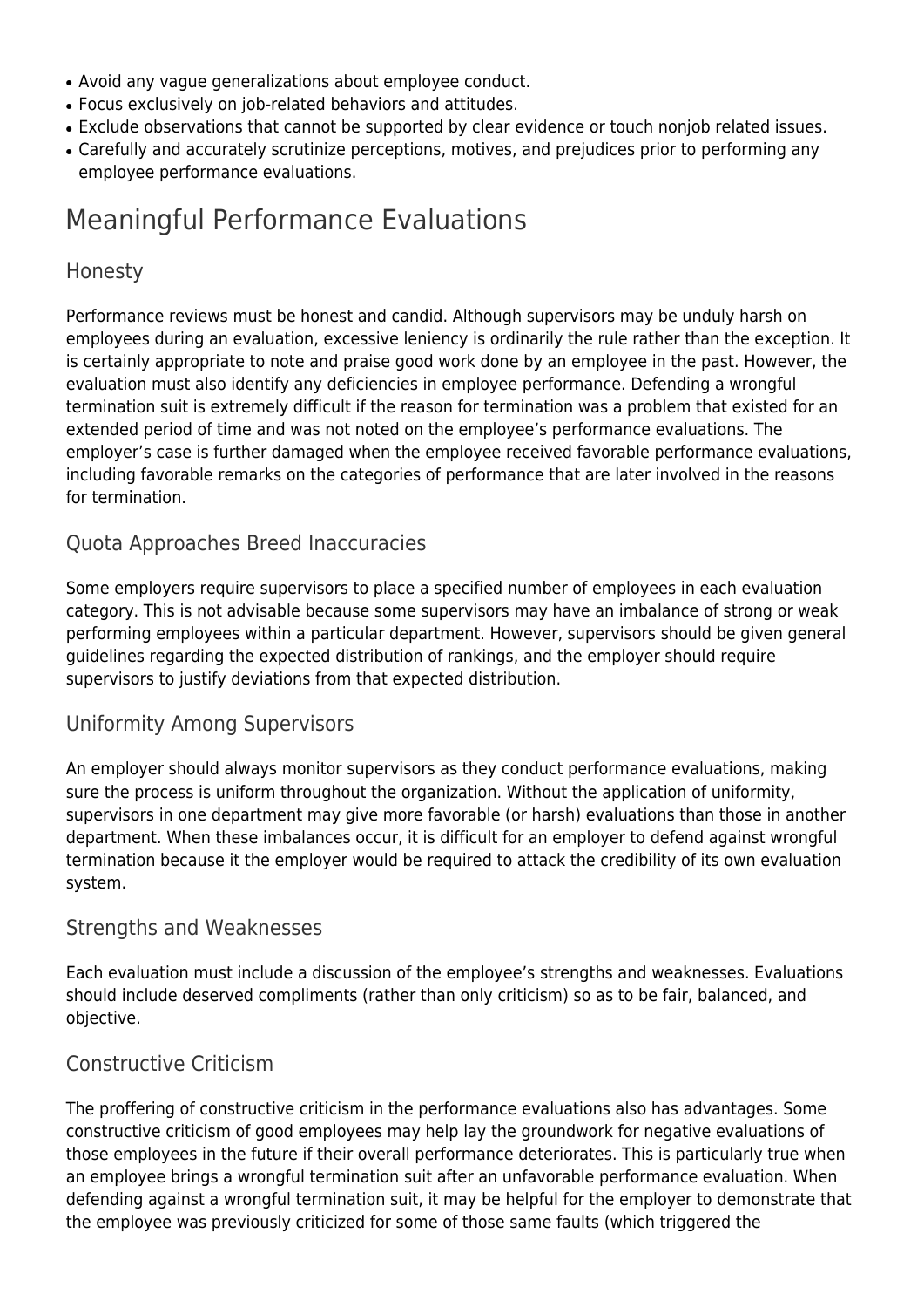- Avoid any vague generalizations about employee conduct.
- Focus exclusively on job-related behaviors and attitudes.
- Exclude observations that cannot be supported by clear evidence or touch nonjob related issues.
- Carefully and accurately scrutinize perceptions, motives, and prejudices prior to performing any employee performance evaluations.

## Meaningful Performance Evaluations

### Honesty

Performance reviews must be honest and candid. Although supervisors may be unduly harsh on employees during an evaluation, excessive leniency is ordinarily the rule rather than the exception. It is certainly appropriate to note and praise good work done by an employee in the past. However, the evaluation must also identify any deficiencies in employee performance. Defending a wrongful termination suit is extremely difficult if the reason for termination was a problem that existed for an extended period of time and was not noted on the employee's performance evaluations. The employer's case is further damaged when the employee received favorable performance evaluations, including favorable remarks on the categories of performance that are later involved in the reasons for termination.

### Quota Approaches Breed Inaccuracies

Some employers require supervisors to place a specified number of employees in each evaluation category. This is not advisable because some supervisors may have an imbalance of strong or weak performing employees within a particular department. However, supervisors should be given general guidelines regarding the expected distribution of rankings, and the employer should require supervisors to justify deviations from that expected distribution.

### Uniformity Among Supervisors

An employer should always monitor supervisors as they conduct performance evaluations, making sure the process is uniform throughout the organization. Without the application of uniformity, supervisors in one department may give more favorable (or harsh) evaluations than those in another department. When these imbalances occur, it is difficult for an employer to defend against wrongful termination because it the employer would be required to attack the credibility of its own evaluation system.

### Strengths and Weaknesses

Each evaluation must include a discussion of the employee's strengths and weaknesses. Evaluations should include deserved compliments (rather than only criticism) so as to be fair, balanced, and objective.

### Constructive Criticism

The proffering of constructive criticism in the performance evaluations also has advantages. Some constructive criticism of good employees may help lay the groundwork for negative evaluations of those employees in the future if their overall performance deteriorates. This is particularly true when an employee brings a wrongful termination suit after an unfavorable performance evaluation. When defending against a wrongful termination suit, it may be helpful for the employer to demonstrate that the employee was previously criticized for some of those same faults (which triggered the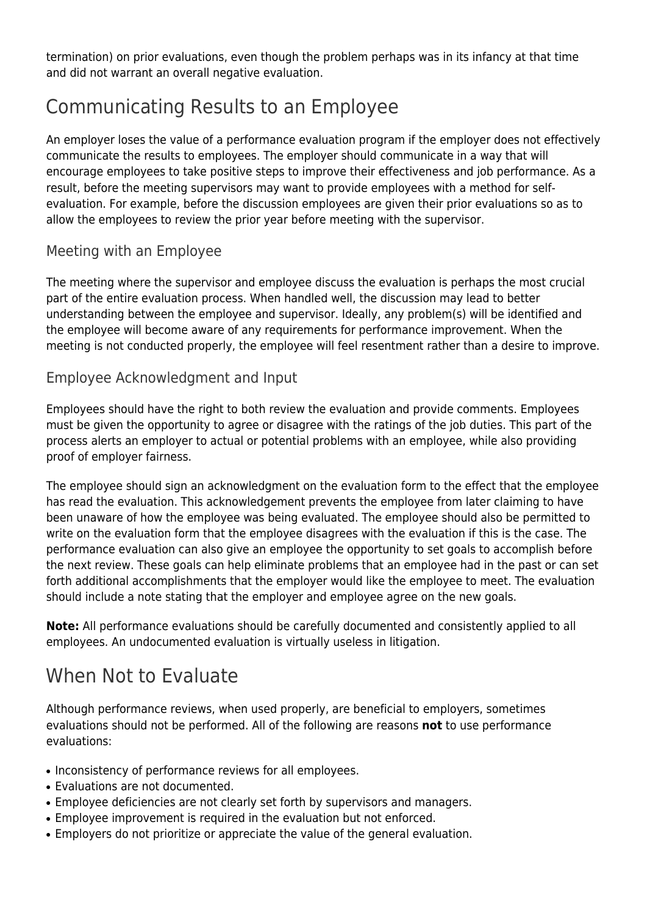termination) on prior evaluations, even though the problem perhaps was in its infancy at that time and did not warrant an overall negative evaluation.

## Communicating Results to an Employee

An employer loses the value of a performance evaluation program if the employer does not effectively communicate the results to employees. The employer should communicate in a way that will encourage employees to take positive steps to improve their effectiveness and job performance. As a result, before the meeting supervisors may want to provide employees with a method for self-evaluation. For example, before the discussion employees are given their prior evaluations so as to allow the employees to review the prior year before meeting with the supervisor.

### Meeting with an Employee

The meeting where the supervisor and employee discuss the evaluation is perhaps the most crucial part of the entire evaluation process. When handled well, the discussion may lead to better understanding between the employee and supervisor. Ideally, any problem(s) will be identified and the employee will become aware of any requirements for performance improvement. When the meeting is not conducted properly, the employee will feel resentment rather than a desire to improve.

### Employee Acknowledgment and Input

Employees should have the right to both review the evaluation and provide comments. Employees must be given the opportunity to agree or disagree with the ratings of the job duties. This part of the process alerts an employer to actual or potential problems with an employee, while also providing proof of employer fairness.

The employee should sign an acknowledgment on the evaluation form to the effect that the employee has read the evaluation. This acknowledgement prevents the employee from later claiming to have been unaware of how the employee was being evaluated. The employee should also be permitted to write on the evaluation form that the employee disagrees with the evaluation if this is the case. The performance evaluation can also give an employee the opportunity to set goals to accomplish before the next review. These goals can help eliminate problems that an employee had in the past or can set forth additional accomplishments that the employer would like the employee to meet. The evaluation should include a note stating that the employer and employee agree on the new goals.

**Note:** All performance evaluations should be carefully documented and consistently applied to all employees. An undocumented evaluation is virtually useless in litigation.

## When Not to Evaluate

Although performance reviews, when used properly, are beneficial to employers, sometimes evaluations should not be performed. All of the following are reasons **not** to use performance evaluations:

- Inconsistency of performance reviews for all employees.
- Evaluations are not documented.
- Employee deficiencies are not clearly set forth by supervisors and managers.
- Employee improvement is required in the evaluation but not enforced.
- Employers do not prioritize or appreciate the value of the general evaluation.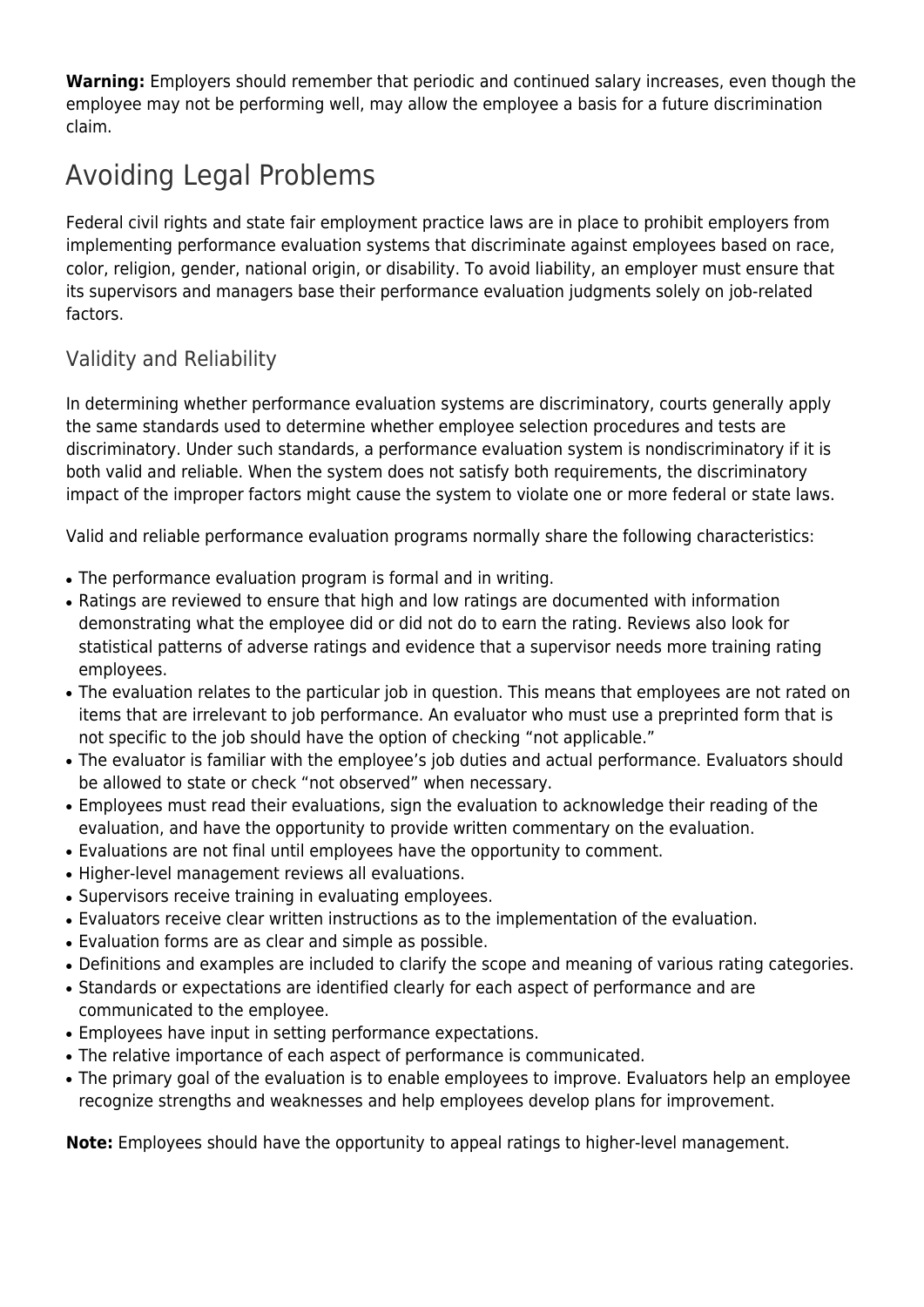**Warning:** Employers should remember that periodic and continued salary increases, even though the employee may not be performing well, may allow the employee a basis for a future discrimination claim.

# Avoiding Legal Problems

Federal civil rights and state fair employment practice laws are in place to prohibit employers from implementing performance evaluation systems that discriminate against employees based on race, color, religion, gender, national origin, or disability. To avoid liability, an employer must ensure that its supervisors and managers base their performance evaluation judgments solely on job-related factors.

## Validity and Reliability

In determining whether performance evaluation systems are discriminatory, courts generally apply the same standards used to determine whether employee selection procedures and tests are discriminatory. Under such standards, a performance evaluation system is nondiscriminatory if it is both valid and reliable. When the system does not satisfy both requirements, the discriminatory impact of the improper factors might cause the system to violate one or more federal or state laws.

Valid and reliable performance evaluation programs normally share the following characteristics:

- The performance evaluation program is formal and in writing.
- Ratings are reviewed to ensure that high and low ratings are documented with information demonstrating what the employee did or did not do to earn the rating. Reviews also look for statistical patterns of adverse ratings and evidence that a supervisor needs more training rating employees.
- The evaluation relates to the particular job in question. This means that employees are not rated on items that are irrelevant to job performance. An evaluator who must use a preprinted form that is not specific to the job should have the option of checking "not applicable."
- The evaluator is familiar with the employee's job duties and actual performance. Evaluators should be allowed to state or check "not observed" when necessary.
- Employees must read their evaluations, sign the evaluation to acknowledge their reading of the evaluation, and have the opportunity to provide written commentary on the evaluation.
- Evaluations are not final until employees have the opportunity to comment.
- Higher-level management reviews all evaluations.
- Supervisors receive training in evaluating employees.
- Evaluators receive clear written instructions as to the implementation of the evaluation.
- Evaluation forms are as clear and simple as possible.
- Definitions and examples are included to clarify the scope and meaning of various rating categories.
- Standards or expectations are identified clearly for each aspect of performance and are communicated to the employee.
- Employees have input in setting performance expectations.
- The relative importance of each aspect of performance is communicated.
- The primary goal of the evaluation is to enable employees to improve. Evaluators help an employee recognize strengths and weaknesses and help employees develop plans for improvement.

**Note:** Employees should have the opportunity to appeal ratings to higher-level management.